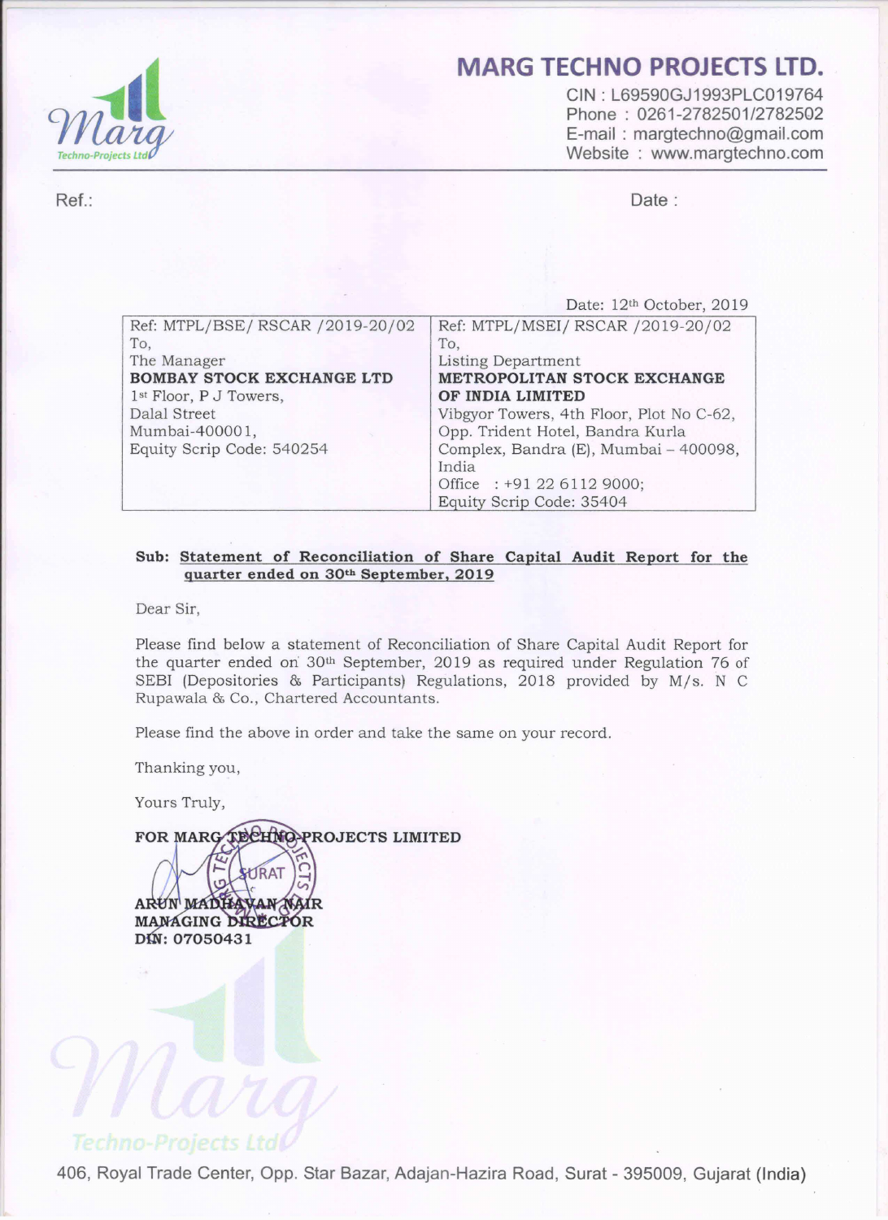# MARG TECHNO PROJECTS LTD.

CIN : L69590GJ1993PLC019764
Phone : 0261-2782501/2782502
E-mail : margtechno@gmail.com
Website : www.margtechno.com

Ref.: 

Date :

Date: 12th October, 2019

| | |
|---|---|
| Ref: MTPL/BSE/ RSCAR /2019-20/02<br>To,<br>The Manager<br>**BOMBAY STOCK EXCHANGE LTD**<br>1st Floor, P J Towers,<br>Dalal Street<br>Mumbai-400001,<br>Equity Scrip Code: 540254 | Ref: MTPL/MSEI/ RSCAR /2019-20/02<br>To,<br>Listing Department<br>**METROPOLITAN STOCK EXCHANGE OF INDIA LIMITED**<br>Vibgyor Towers, 4th Floor, Plot No C-62, Opp. Trident Hotel, Bandra Kurla Complex, Bandra (E), Mumbai – 400098, India<br>Office : +91 22 6112 9000;<br>Equity Scrip Code: 35404 |

**Sub: Statement of Reconciliation of Share Capital Audit Report for the quarter ended on 30th September, 2019**

Dear Sir,

Please find below a statement of Reconciliation of Share Capital Audit Report for the quarter ended on 30th September, 2019 as required under Regulation 76 of SEBI (Depositories & Participants) Regulations, 2018 provided by M/s. N C Rupawala & Co., Chartered Accountants.

Please find the above in order and take the same on your record.

Thanking you,

Yours Truly,

**FOR MARG TECHNO-PROJECTS LIMITED**

**ARUN MADHAVAN NAIR**
**MANAGING DIRECTOR**
**DIN: 07050431**

406, Royal Trade Center, Opp. Star Bazar, Adajan-Hazira Road, Surat - 395009, Gujarat (India)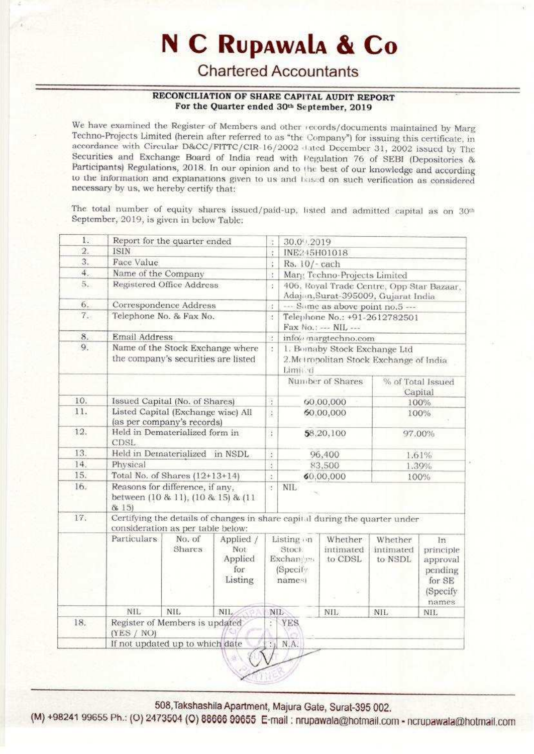# N C Rupawala & Co

## Chartered Accountants

### RECONCILIATION OF SHARE CAPITAL AUDIT REPORT
**For the Quarter ended 30th September, 2019**

We have examined the Register of Members and other records/documents maintained by Marg Techno-Projects Limited (herein after referred to as "the Company") for issuing this certificate, in accordance with Circular D&CC/FITTC/CIR-16/2002 dated December 31, 2002 issued by The Securities and Exchange Board of India read with Regulation 76 of SEBI (Depositories & Participants) Regulations, 2018. In our opinion and to the best of our knowledge and according to the information and explanations given to us and based on such verification as considered necessary by us, we hereby certify that:

The total number of equity shares issued/paid-up, listed and admitted capital as on 30th September, 2019, is given in below Table:

| | | | | |
|---|---|---|---|---|
| 1. | Report for the quarter ended | : | 30.09.2019 | |
| 2. | ISIN | : | INE245H01018 | |
| 3. | Face Value | : | Rs. 10/- each | |
| 4. | Name of the Company | : | Marg Techno-Projects Limited | |
| 5. | Registered Office Address | : | 406, Royal Trade Centre, Opp Star Bazaar, Adajan,Surat-395009, Gujarat India | |
| 6. | Correspondence Address | : | --- Same as above point no.5 --- | |
| 7. | Telephone No. & Fax No. | : | Telephone No.: +91-2612782501<br>Fax No.: --- NIL --- | |
| 8. | Email Address | : | info@margtechno.com | |
| 9. | Name of the Stock Exchange where the company's securities are listed | : | 1. Bombay Stock Exchange Ltd<br>2. Metropolitan Stock Exchange of India Limited | |
| | | | Number of Shares | % of Total Issued Capital |
| 10. | Issued Capital (No. of Shares) | : | 60,00,000 | 100% |
| 11. | Listed Capital (Exchange wise) All (as per company's records) | : | 60,00,000 | 100% |
| 12. | Held in Dematerialized form in CDSL | : | 58,20,100 | 97.00% |
| 13. | Held in Dematerialized in NSDL | : | 96,400 | 1.61% |
| 14. | Physical | : | 83,500 | 1.39% |
| 15. | Total No. of Shares (12+13+14) | : | 60,00,000 | 100% |
| 16. | Reasons for difference, if any, between (10 & 11), (10 & 15) & (11 & 15) | : | NIL | |

17. Certifying the details of changes in share capital during the quarter under consideration as per table below:

| Particulars | No. of Shares | Applied / Not Applied for Listing | Listing on Stock Exchanges (Specify names) | Whether intimated to CDSL | Whether intimated to NSDL | In principle approval pending for SE (Specify names) |
|---|---|---|---|---|---|---|
| NIL | NIL | NIL | NIL | NIL | NIL | NIL |

| | | | |
|---|---|---|---|
| 18. | Register of Members is updated (YES / NO) | : | YES |
| | If not updated up to which date | : | N.A. |

508,Takshashila Apartment, Majura Gate, Surat-395 002.
(M) +98241 99655 Ph.: (O) 2473504 (O) 88666 99655 E-mail : nrupawala@hotmail.com - ncrupawala@hotmail.com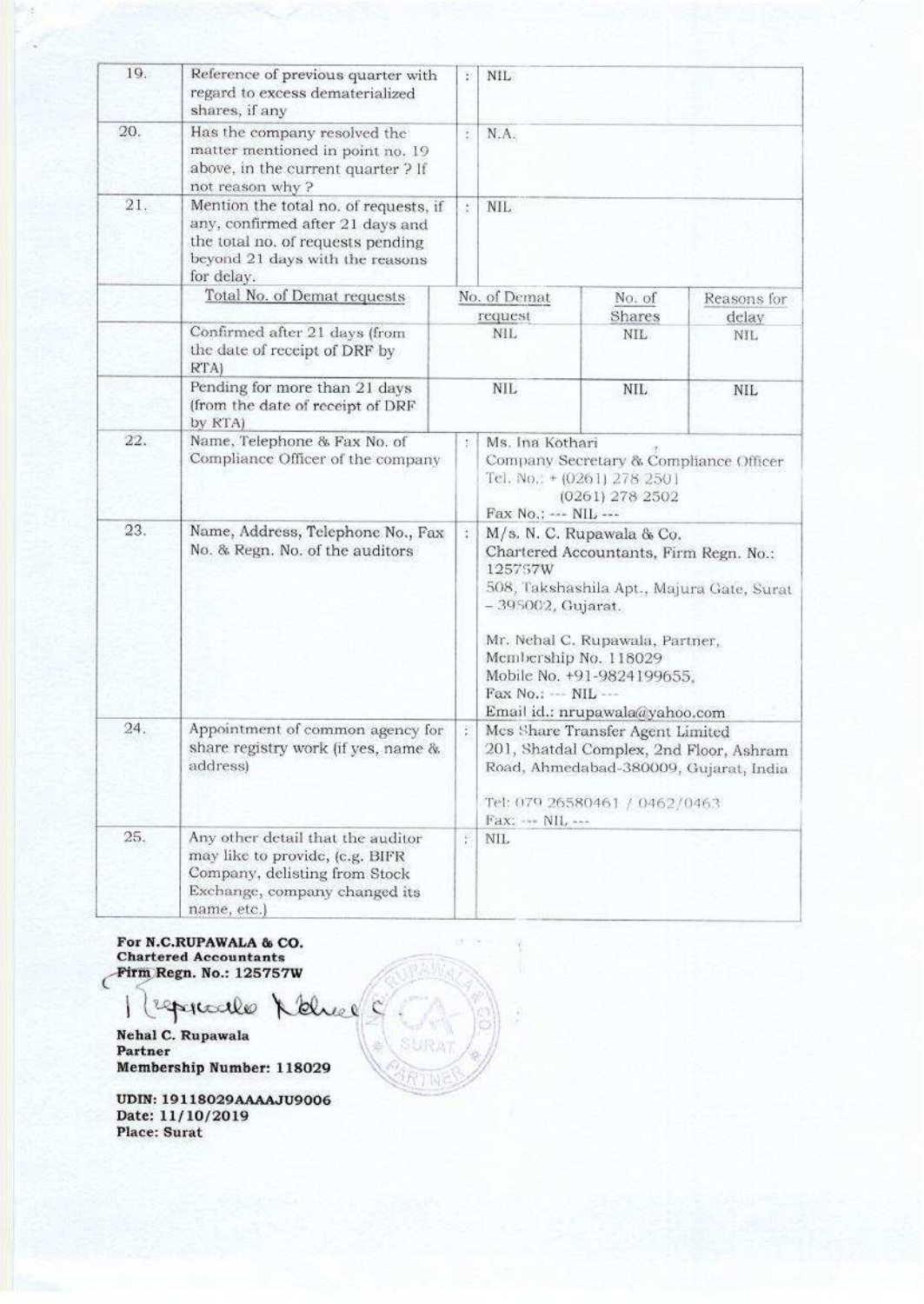| | | | | | |
|---|---|---|---|---|---|
| 19. | Reference of previous quarter with regard to excess dematerialized shares, if any | : | NIL | | |
| 20. | Has the company resolved the matter mentioned in point no. 19 above, in the current quarter ? If not reason why ? | : | N.A. | | |
| 21. | Mention the total no. of requests, if any, confirmed after 21 days and the total no. of requests pending beyond 21 days with the reasons for delay. | : | NIL | | |
| | Total No. of Demat requests | | No. of Demat request | No. of Shares | Reasons for delay |
| | Confirmed after 21 days (from the date of receipt of DRF by RTA) | | NIL | NIL | NIL |
| | Pending for more than 21 days (from the date of receipt of DRF by RTA) | | NIL | NIL | NIL |
| 22. | Name, Telephone & Fax No. of Compliance Officer of the company | : | Ms. Ina Kothari<br>Company Secretary & Compliance Officer<br>Tel. No.: + (0261) 278 2501<br>(0261) 278 2502<br>Fax No.: --- NIL --- | | |
| 23. | Name, Address, Telephone No., Fax No. & Regn. No. of the auditors | : | M/s. N. C. Rupawala & Co.<br>Chartered Accountants, Firm Regn. No.: 125757W<br>508, Takshashila Apt., Majura Gate, Surat – 395002, Gujarat.<br><br>Mr. Nehal C. Rupawala, Partner,<br>Membership No. 118029<br>Mobile No. +91-9824199655,<br>Fax No.: --- NIL ---<br>Email id.: nrupawala@yahoo.com | | |
| 24. | Appointment of common agency for share registry work (if yes, name & address) | : | Mcs Share Transfer Agent Limited<br>201, Shatdal Complex, 2nd Floor, Ashram Road, Ahmedabad-380009, Gujarat, India<br><br>Tel: 079 26580461 / 0462/0463<br>Fax: --- NIL --- | | |
| 25. | Any other detail that the auditor may like to provide, (e.g. BIFR Company, delisting from Stock Exchange, company changed its name, etc.) | : | NIL | | |

**For N.C.RUPAWALA & CO.**
**Chartered Accountants**
**Firm Regn. No.: 125757W**

**Nehal C. Rupawala**
**Partner**
**Membership Number: 118029**

**UDIN: 19118029AAAAJU9006**
**Date: 11/10/2019**
**Place: Surat**